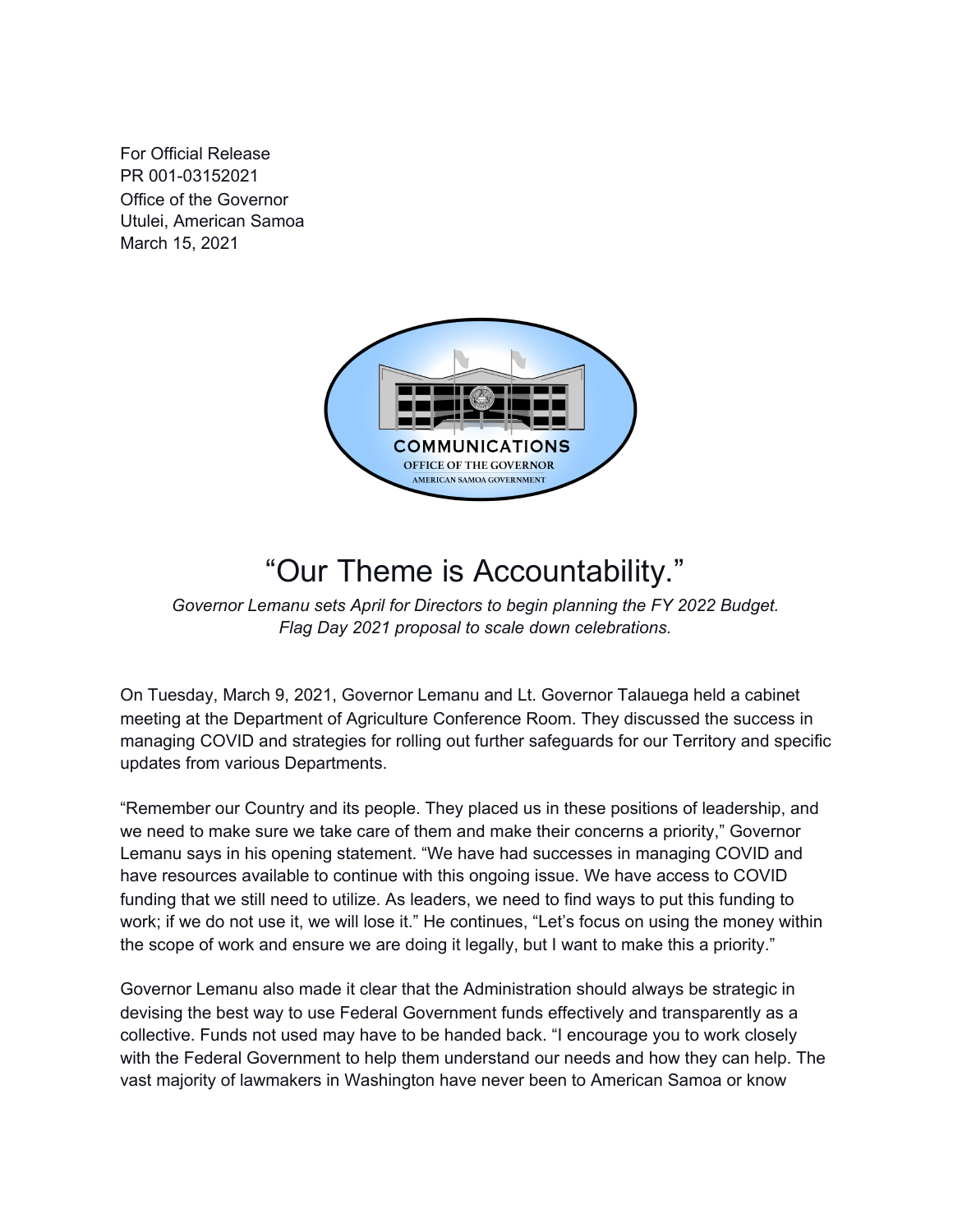For Official Release
PR 001-03152021
Office of the Governor
Utulei, American Samoa
March 15, 2021

COMMUNICATIONS
OFFICE OF THE GOVERNOR
AMERICAN SAMOA GOVERNMENT

# "Our Theme is Accountability."

*Governor Lemanu sets April for Directors to begin planning the FY 2022 Budget.*
*Flag Day 2021 proposal to scale down celebrations.*

On Tuesday, March 9, 2021, Governor Lemanu and Lt. Governor Talauega held a cabinet meeting at the Department of Agriculture Conference Room. They discussed the success in managing COVID and strategies for rolling out further safeguards for our Territory and specific updates from various Departments.

"Remember our Country and its people. They placed us in these positions of leadership, and we need to make sure we take care of them and make their concerns a priority," Governor Lemanu says in his opening statement. "We have had successes in managing COVID and have resources available to continue with this ongoing issue. We have access to COVID funding that we still need to utilize. As leaders, we need to find ways to put this funding to work; if we do not use it, we will lose it." He continues, "Let's focus on using the money within the scope of work and ensure we are doing it legally, but I want to make this a priority."

Governor Lemanu also made it clear that the Administration should always be strategic in devising the best way to use Federal Government funds effectively and transparently as a collective. Funds not used may have to be handed back. "I encourage you to work closely with the Federal Government to help them understand our needs and how they can help. The vast majority of lawmakers in Washington have never been to American Samoa or know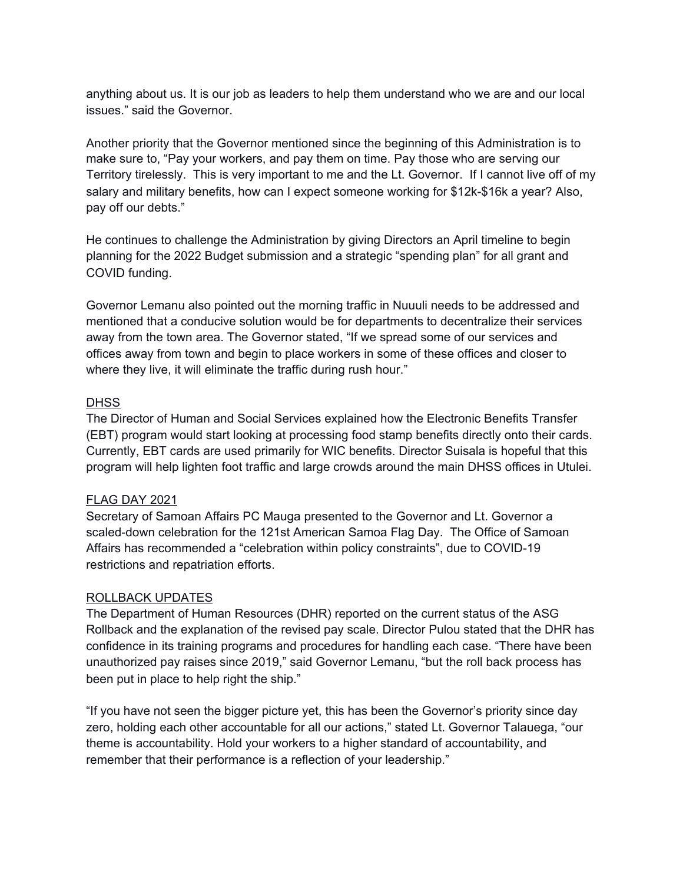anything about us. It is our job as leaders to help them understand who we are and our local issues." said the Governor.

Another priority that the Governor mentioned since the beginning of this Administration is to make sure to, "Pay your workers, and pay them on time. Pay those who are serving our Territory tirelessly. This is very important to me and the Lt. Governor. If I cannot live off of my salary and military benefits, how can I expect someone working for $12k-$16k a year? Also, pay off our debts."

He continues to challenge the Administration by giving Directors an April timeline to begin planning for the 2022 Budget submission and a strategic "spending plan" for all grant and COVID funding.

Governor Lemanu also pointed out the morning traffic in Nuuuli needs to be addressed and mentioned that a conducive solution would be for departments to decentralize their services away from the town area. The Governor stated, "If we spread some of our services and offices away from town and begin to place workers in some of these offices and closer to where they live, it will eliminate the traffic during rush hour."

## DHSS

The Director of Human and Social Services explained how the Electronic Benefits Transfer (EBT) program would start looking at processing food stamp benefits directly onto their cards. Currently, EBT cards are used primarily for WIC benefits. Director Suisala is hopeful that this program will help lighten foot traffic and large crowds around the main DHSS offices in Utulei.

## FLAG DAY 2021

Secretary of Samoan Affairs PC Mauga presented to the Governor and Lt. Governor a scaled-down celebration for the 121st American Samoa Flag Day. The Office of Samoan Affairs has recommended a "celebration within policy constraints", due to COVID-19 restrictions and repatriation efforts.

## ROLLBACK UPDATES

The Department of Human Resources (DHR) reported on the current status of the ASG Rollback and the explanation of the revised pay scale. Director Pulou stated that the DHR has confidence in its training programs and procedures for handling each case. "There have been unauthorized pay raises since 2019," said Governor Lemanu, "but the roll back process has been put in place to help right the ship."

"If you have not seen the bigger picture yet, this has been the Governor's priority since day zero, holding each other accountable for all our actions," stated Lt. Governor Talauega, "our theme is accountability. Hold your workers to a higher standard of accountability, and remember that their performance is a reflection of your leadership."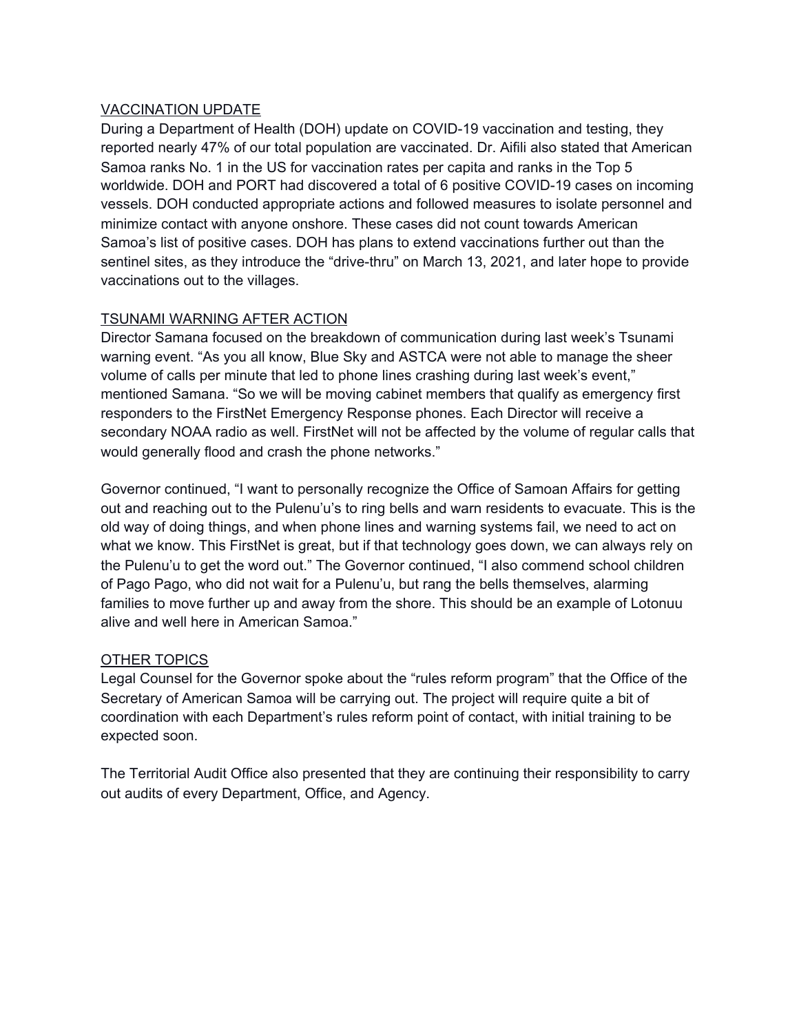## VACCINATION UPDATE

During a Department of Health (DOH) update on COVID-19 vaccination and testing, they reported nearly 47% of our total population are vaccinated. Dr. Aifili also stated that American Samoa ranks No. 1 in the US for vaccination rates per capita and ranks in the Top 5 worldwide. DOH and PORT had discovered a total of 6 positive COVID-19 cases on incoming vessels. DOH conducted appropriate actions and followed measures to isolate personnel and minimize contact with anyone onshore. These cases did not count towards American Samoa's list of positive cases. DOH has plans to extend vaccinations further out than the sentinel sites, as they introduce the "drive-thru" on March 13, 2021, and later hope to provide vaccinations out to the villages.

## TSUNAMI WARNING AFTER ACTION

Director Samana focused on the breakdown of communication during last week's Tsunami warning event. "As you all know, Blue Sky and ASTCA were not able to manage the sheer volume of calls per minute that led to phone lines crashing during last week's event," mentioned Samana. "So we will be moving cabinet members that qualify as emergency first responders to the FirstNet Emergency Response phones. Each Director will receive a secondary NOAA radio as well. FirstNet will not be affected by the volume of regular calls that would generally flood and crash the phone networks."

Governor continued, "I want to personally recognize the Office of Samoan Affairs for getting out and reaching out to the Pulenu'u's to ring bells and warn residents to evacuate. This is the old way of doing things, and when phone lines and warning systems fail, we need to act on what we know. This FirstNet is great, but if that technology goes down, we can always rely on the Pulenu'u to get the word out." The Governor continued, "I also commend school children of Pago Pago, who did not wait for a Pulenu'u, but rang the bells themselves, alarming families to move further up and away from the shore. This should be an example of Lotonuu alive and well here in American Samoa."

## OTHER TOPICS

Legal Counsel for the Governor spoke about the "rules reform program" that the Office of the Secretary of American Samoa will be carrying out. The project will require quite a bit of coordination with each Department's rules reform point of contact, with initial training to be expected soon.

The Territorial Audit Office also presented that they are continuing their responsibility to carry out audits of every Department, Office, and Agency.